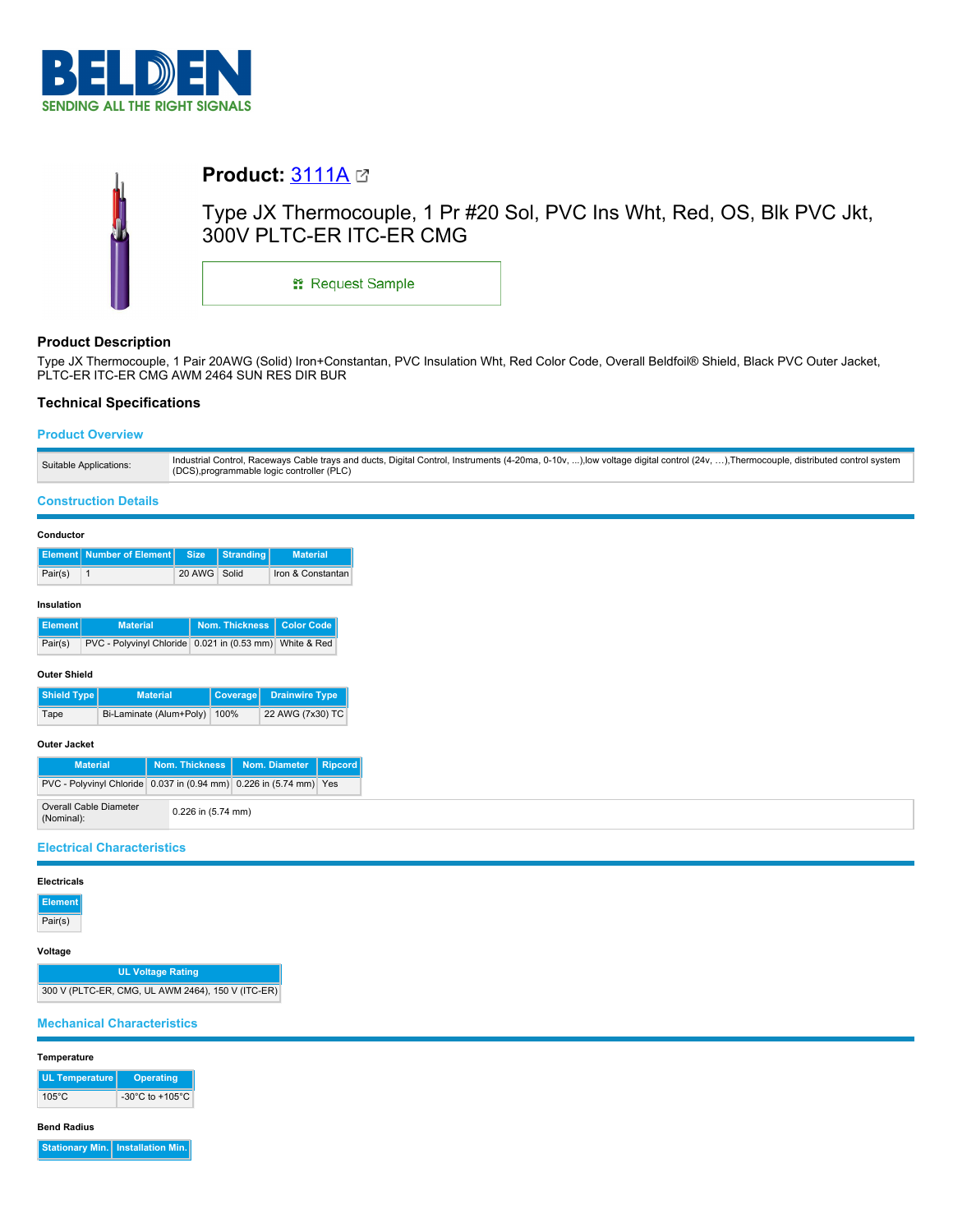# Product: 3111A

Type JX Thermocouple, 1 Pr #20 Sol, PVC Ins Wht, Red, OS, Blk PVC Jkt, 300V PLTC-ER ITC-ER CMG

Request Sample

## Product Description

Type JX Thermocouple, 1 Pair 20AWG (Solid) Iron+Constantan, PVC Insulation Wht, Red Color Code, Overall Beldfoil® Shield, Black PVC Outer Jacket, PLTC-ER ITC-ER CMG AWM 2464 SUN RES DIR BUR

## Technical Specifications

### Product Overview

| | |
|---|---|
| Suitable Applications: | Industrial Control, Raceways Cable trays and ducts, Digital Control, Instruments (4-20ma, 0-10v, ...),low voltage digital control (24v, ...),Thermocouple, distributed control system (DCS),programmable logic controller (PLC) |

### Construction Details

**Conductor**

| Element | Number of Element | Size | Stranding | Material |
|---|---|---|---|---|
| Pair(s) | 1 | 20 AWG | Solid | Iron & Constantan |

**Insulation**

| Element | Material | Nom. Thickness | Color Code |
|---|---|---|---|
| Pair(s) | PVC - Polyvinyl Chloride | 0.021 in (0.53 mm) | White & Red |

**Outer Shield**

| Shield Type | Material | Coverage | Drainwire Type |
|---|---|---|---|
| Tape | Bi-Laminate (Alum+Poly) | 100% | 22 AWG (7x30) TC |

**Outer Jacket**

| Material | Nom. Thickness | Nom. Diameter | Ripcord |
|---|---|---|---|
| PVC - Polyvinyl Chloride | 0.037 in (0.94 mm) | 0.226 in (5.74 mm) | Yes |

| | |
|---|---|
| Overall Cable Diameter (Nominal): | 0.226 in (5.74 mm) |

### Electrical Characteristics

**Electricals**

| Element |
|---|
| Pair(s) |

**Voltage**

| UL Voltage Rating |
|---|
| 300 V (PLTC-ER, CMG, UL AWM 2464), 150 V (ITC-ER) |

### Mechanical Characteristics

**Temperature**

| UL Temperature | Operating |
|---|---|
| 105°C | -30°C to +105°C |

**Bend Radius**

| Stationary Min. | Installation Min. |
|---|---|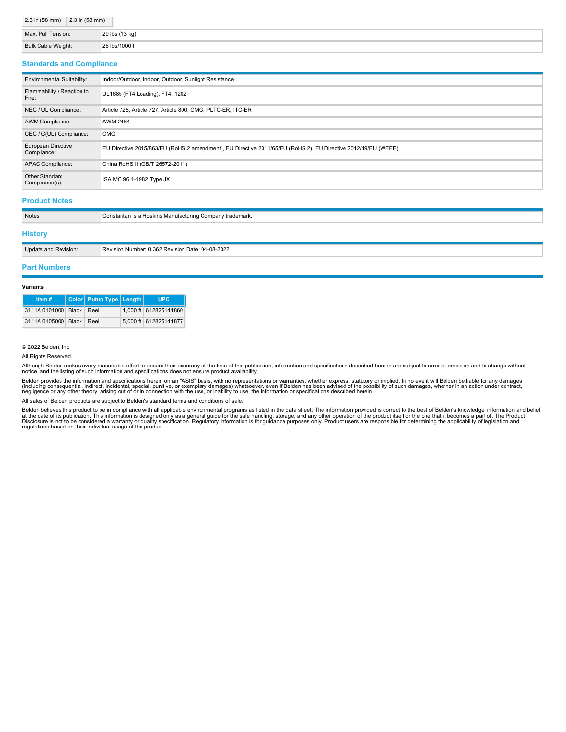| | |
|---|---|
| 2.3 in (58 mm) | 2.3 in (58 mm) |

| | |
|---|---|
| Max. Pull Tension: | 29 lbs (13 kg) |
| Bulk Cable Weight: | 26 lbs/1000ft |

## Standards and Compliance

| | |
|---|---|
| Environmental Suitability: | Indoor/Outdoor, Indoor, Outdoor, Sunlight Resistance |
| Flammability / Reaction to Fire: | UL1685 (FT4 Loading), FT4, 1202 |
| NEC / UL Compliance: | Article 725, Article 727, Article 800, CMG, PLTC-ER, ITC-ER |
| AWM Compliance: | AWM 2464 |
| CEC / C(UL) Compliance: | CMG |
| European Directive Compliance: | EU Directive 2015/863/EU (RoHS 2 amendment), EU Directive 2011/65/EU (RoHS 2), EU Directive 2012/19/EU (WEEE) |
| APAC Compliance: | China RoHS II (GB/T 26572-2011) |
| Other Standard Compliance(s): | ISA MC 96.1-1982 Type JX |

## Product Notes

| | |
|---|---|
| Notes: | Constantan is a Hoskins Manufacturing Company trademark. |

## History

| | |
|---|---|
| Update and Revision: | Revision Number: 0.362 Revision Date: 04-08-2022 |

## Part Numbers

**Variants**

| Item # | Color | Putup Type | Length | UPC |
|---|---|---|---|---|
| 3111A 0101000 | Black | Reel | 1,000 ft | 612825141860 |
| 3111A 0105000 | Black | Reel | 5,000 ft | 612825141877 |

© 2022 Belden, Inc

All Rights Reserved.

Although Belden makes every reasonable effort to ensure their accuracy at the time of this publication, information and specifications described here in are subject to error or omission and to change without notice, and the listing of such information and specifications does not ensure product availability.

Belden provides the information and specifications herein on an "ASIS" basis, with no representations or warranties, whether express, statutory or implied. In no event will Belden be liable for any damages (including consequential, indirect, incidental, special, punitive, or exemplary damages) whatsoever, even if Belden has been advised of the possibility of such damages, whether in an action under contract, negligence or any other theory, arising out of or in connection with the use, or inability to use, the information or specifications described herein.

All sales of Belden products are subject to Belden's standard terms and conditions of sale.

Belden believes this product to be in compliance with all applicable environmental programs as listed in the data sheet. The information provided is correct to the best of Belden's knowledge, information and belief at the date of its publication. This information is designed only as a general guide for the safe handling, storage, and any other operation of the product itself or the one that it becomes a part of. The Product Disclosure is not to be considered a warranty or quality specification. Regulatory information is for guidance purposes only. Product users are responsible for determining the applicability of legislation and regulations based on their individual usage of the product.